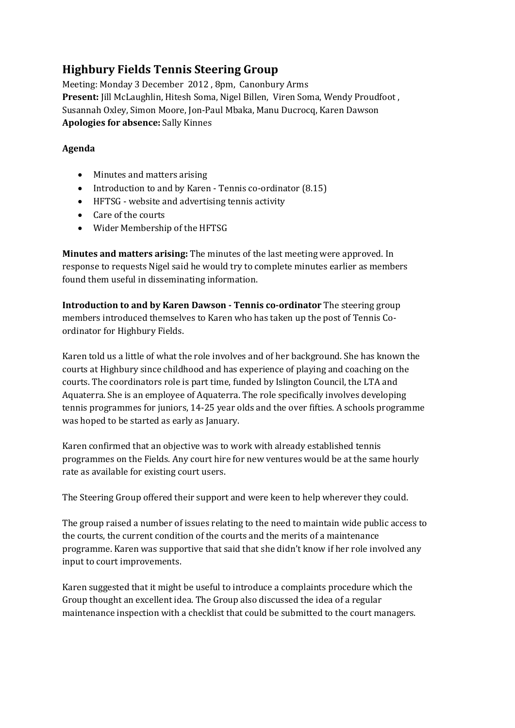# Highbury Fields Tennis Steering Group

Meeting: Monday 3 December 2012 , 8pm, Canonbury Arms
**Present:** Jill McLaughlin, Hitesh Soma, Nigel Billen, Viren Soma, Wendy Proudfoot , Susannah Oxley, Simon Moore, Jon-Paul Mbaka, Manu Ducrocq, Karen Dawson
**Apologies for absence:** Sally Kinnes

**Agenda**

- Minutes and matters arising
- Introduction to and by Karen - Tennis co-ordinator (8.15)
- HFTSG - website and advertising tennis activity
- Care of the courts
- Wider Membership of the HFTSG

**Minutes and matters arising:** The minutes of the last meeting were approved. In response to requests Nigel said he would try to complete minutes earlier as members found them useful in disseminating information.

**Introduction to and by Karen Dawson - Tennis co-ordinator** The steering group members introduced themselves to Karen who has taken up the post of Tennis Co-ordinator for Highbury Fields.

Karen told us a little of what the role involves and of her background. She has known the courts at Highbury since childhood and has experience of playing and coaching on the courts. The coordinators role is part time, funded by Islington Council, the LTA and Aquaterra. She is an employee of Aquaterra. The role specifically involves developing tennis programmes for juniors, 14-25 year olds and the over fifties. A schools programme was hoped to be started as early as January.

Karen confirmed that an objective was to work with already established tennis programmes on the Fields. Any court hire for new ventures would be at the same hourly rate as available for existing court users.

The Steering Group offered their support and were keen to help wherever they could.

The group raised a number of issues relating to the need to maintain wide public access to the courts, the current condition of the courts and the merits of a maintenance programme. Karen was supportive that said that she didn't know if her role involved any input to court improvements.

Karen suggested that it might be useful to introduce a complaints procedure which the Group thought an excellent idea. The Group also discussed the idea of a regular maintenance inspection with a checklist that could be submitted to the court managers.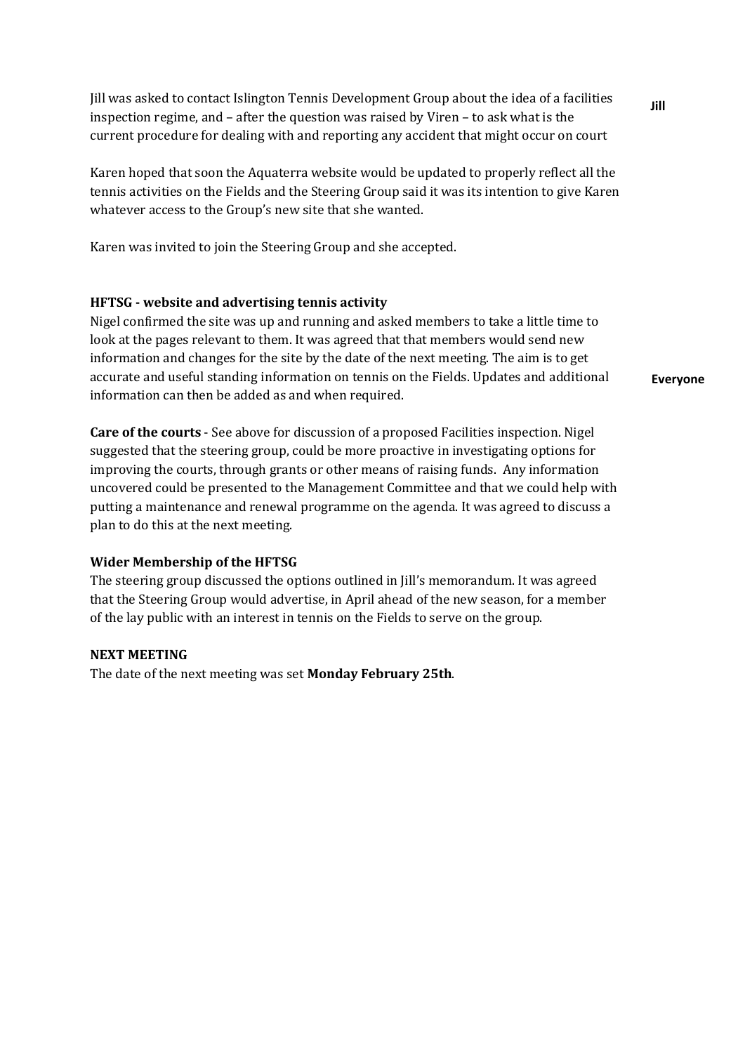Jill was asked to contact Islington Tennis Development Group about the idea of a facilities inspection regime, and – after the question was raised by Viren – to ask what is the current procedure for dealing with and reporting any accident that might occur on court **Jill**

Karen hoped that soon the Aquaterra website would be updated to properly reflect all the tennis activities on the Fields and the Steering Group said it was its intention to give Karen whatever access to the Group's new site that she wanted.

Karen was invited to join the Steering Group and she accepted.

**HFTSG - website and advertising tennis activity**

Nigel confirmed the site was up and running and asked members to take a little time to look at the pages relevant to them. It was agreed that that members would send new information and changes for the site by the date of the next meeting. The aim is to get accurate and useful standing information on tennis on the Fields. Updates and additional information can then be added as and when required. **Everyone**

**Care of the courts** - See above for discussion of a proposed Facilities inspection. Nigel suggested that the steering group, could be more proactive in investigating options for improving the courts, through grants or other means of raising funds. Any information uncovered could be presented to the Management Committee and that we could help with putting a maintenance and renewal programme on the agenda. It was agreed to discuss a plan to do this at the next meeting.

**Wider Membership of the HFTSG**

The steering group discussed the options outlined in Jill's memorandum. It was agreed that the Steering Group would advertise, in April ahead of the new season, for a member of the lay public with an interest in tennis on the Fields to serve on the group.

**NEXT MEETING**

The date of the next meeting was set **Monday February 25th**.